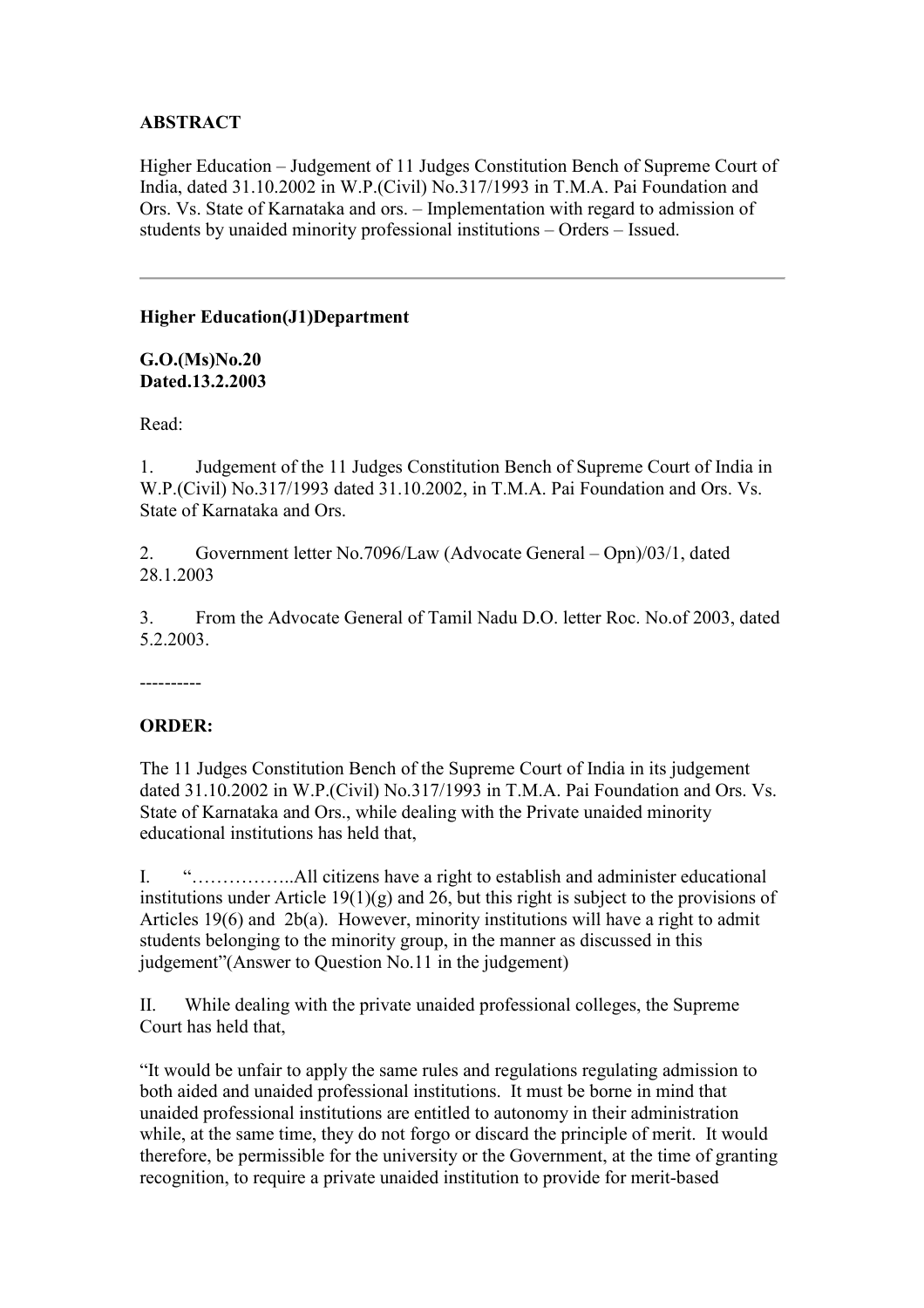**ABSTRACT**

Higher Education – Judgement of 11 Judges Constitution Bench of Supreme Court of India, dated 31.10.2002 in W.P.(Civil) No.317/1993 in T.M.A. Pai Foundation and Ors. Vs. State of Karnataka and ors. – Implementation with regard to admission of students by unaided minority professional institutions – Orders – Issued.

---

**Higher Education(J1)Department**

**G.O.(Ms)No.20**
**Dated.13.2.2003**

Read:

1. Judgement of the 11 Judges Constitution Bench of Supreme Court of India in W.P.(Civil) No.317/1993 dated 31.10.2002, in T.M.A. Pai Foundation and Ors. Vs. State of Karnataka and Ors.

2. Government letter No.7096/Law (Advocate General – Opn)/03/1, dated 28.1.2003

3. From the Advocate General of Tamil Nadu D.O. letter Roc. No.of 2003, dated 5.2.2003.

----------

**ORDER:**

The 11 Judges Constitution Bench of the Supreme Court of India in its judgement dated 31.10.2002 in W.P.(Civil) No.317/1993 in T.M.A. Pai Foundation and Ors. Vs. State of Karnataka and Ors., while dealing with the Private unaided minority educational institutions has held that,

I. "……………..All citizens have a right to establish and administer educational institutions under Article 19(1)(g) and 26, but this right is subject to the provisions of Articles 19(6) and 2b(a). However, minority institutions will have a right to admit students belonging to the minority group, in the manner as discussed in this judgement"(Answer to Question No.11 in the judgement)

II. While dealing with the private unaided professional colleges, the Supreme Court has held that,

"It would be unfair to apply the same rules and regulations regulating admission to both aided and unaided professional institutions. It must be borne in mind that unaided professional institutions are entitled to autonomy in their administration while, at the same time, they do not forgo or discard the principle of merit. It would therefore, be permissible for the university or the Government, at the time of granting recognition, to require a private unaided institution to provide for merit-based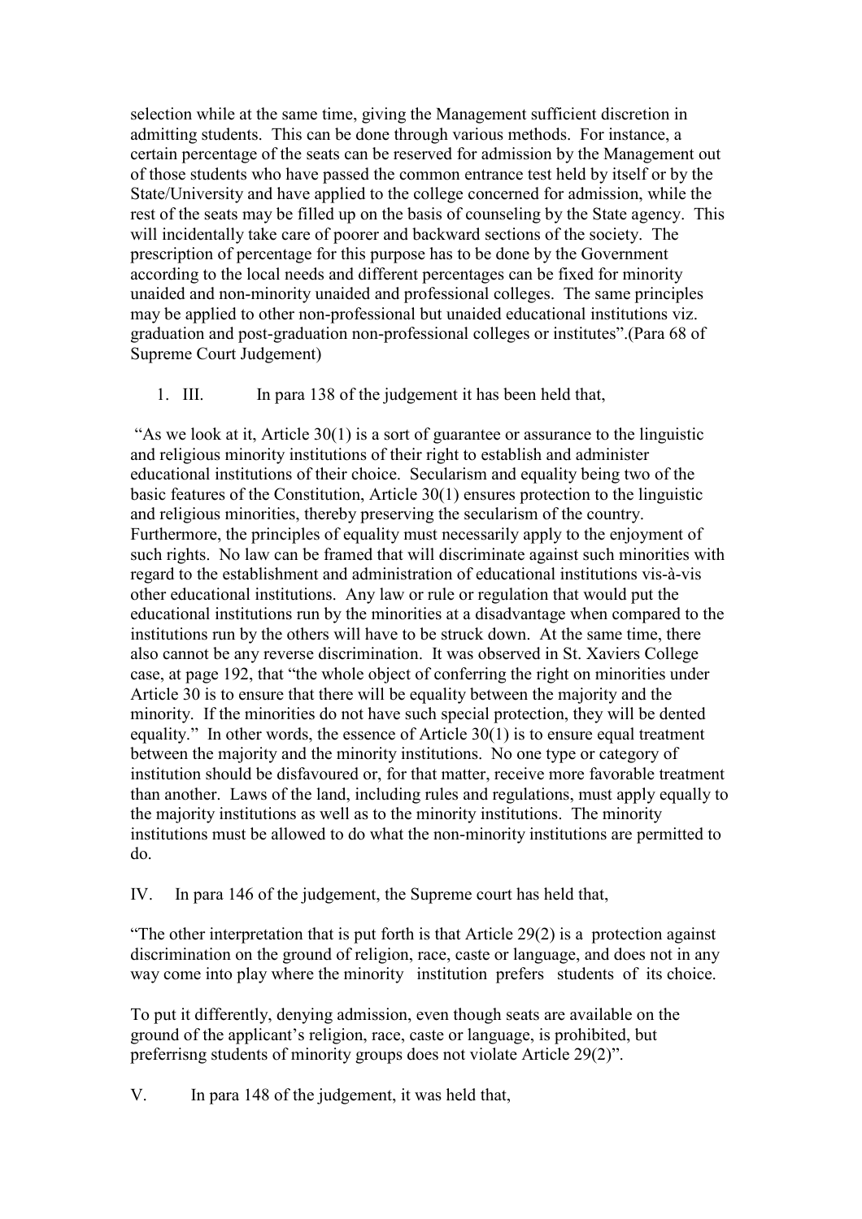selection while at the same time, giving the Management sufficient discretion in admitting students. This can be done through various methods. For instance, a certain percentage of the seats can be reserved for admission by the Management out of those students who have passed the common entrance test held by itself or by the State/University and have applied to the college concerned for admission, while the rest of the seats may be filled up on the basis of counseling by the State agency. This will incidentally take care of poorer and backward sections of the society. The prescription of percentage for this purpose has to be done by the Government according to the local needs and different percentages can be fixed for minority unaided and non-minority unaided and professional colleges. The same principles may be applied to other non-professional but unaided educational institutions viz. graduation and post-graduation non-professional colleges or institutes".(Para 68 of Supreme Court Judgement)

1. III. In para 138 of the judgement it has been held that,

"As we look at it, Article 30(1) is a sort of guarantee or assurance to the linguistic and religious minority institutions of their right to establish and administer educational institutions of their choice. Secularism and equality being two of the basic features of the Constitution, Article 30(1) ensures protection to the linguistic and religious minorities, thereby preserving the secularism of the country. Furthermore, the principles of equality must necessarily apply to the enjoyment of such rights. No law can be framed that will discriminate against such minorities with regard to the establishment and administration of educational institutions vis-à-vis other educational institutions. Any law or rule or regulation that would put the educational institutions run by the minorities at a disadvantage when compared to the institutions run by the others will have to be struck down. At the same time, there also cannot be any reverse discrimination. It was observed in St. Xaviers College case, at page 192, that "the whole object of conferring the right on minorities under Article 30 is to ensure that there will be equality between the majority and the minority. If the minorities do not have such special protection, they will be dented equality." In other words, the essence of Article 30(1) is to ensure equal treatment between the majority and the minority institutions. No one type or category of institution should be disfavoured or, for that matter, receive more favorable treatment than another. Laws of the land, including rules and regulations, must apply equally to the majority institutions as well as to the minority institutions. The minority institutions must be allowed to do what the non-minority institutions are permitted to do.

IV. In para 146 of the judgement, the Supreme court has held that,

"The other interpretation that is put forth is that Article 29(2) is a protection against discrimination on the ground of religion, race, caste or language, and does not in any way come into play where the minority institution prefers students of its choice.

To put it differently, denying admission, even though seats are available on the ground of the applicant's religion, race, caste or language, is prohibited, but preferrisng students of minority groups does not violate Article 29(2)".

V. In para 148 of the judgement, it was held that,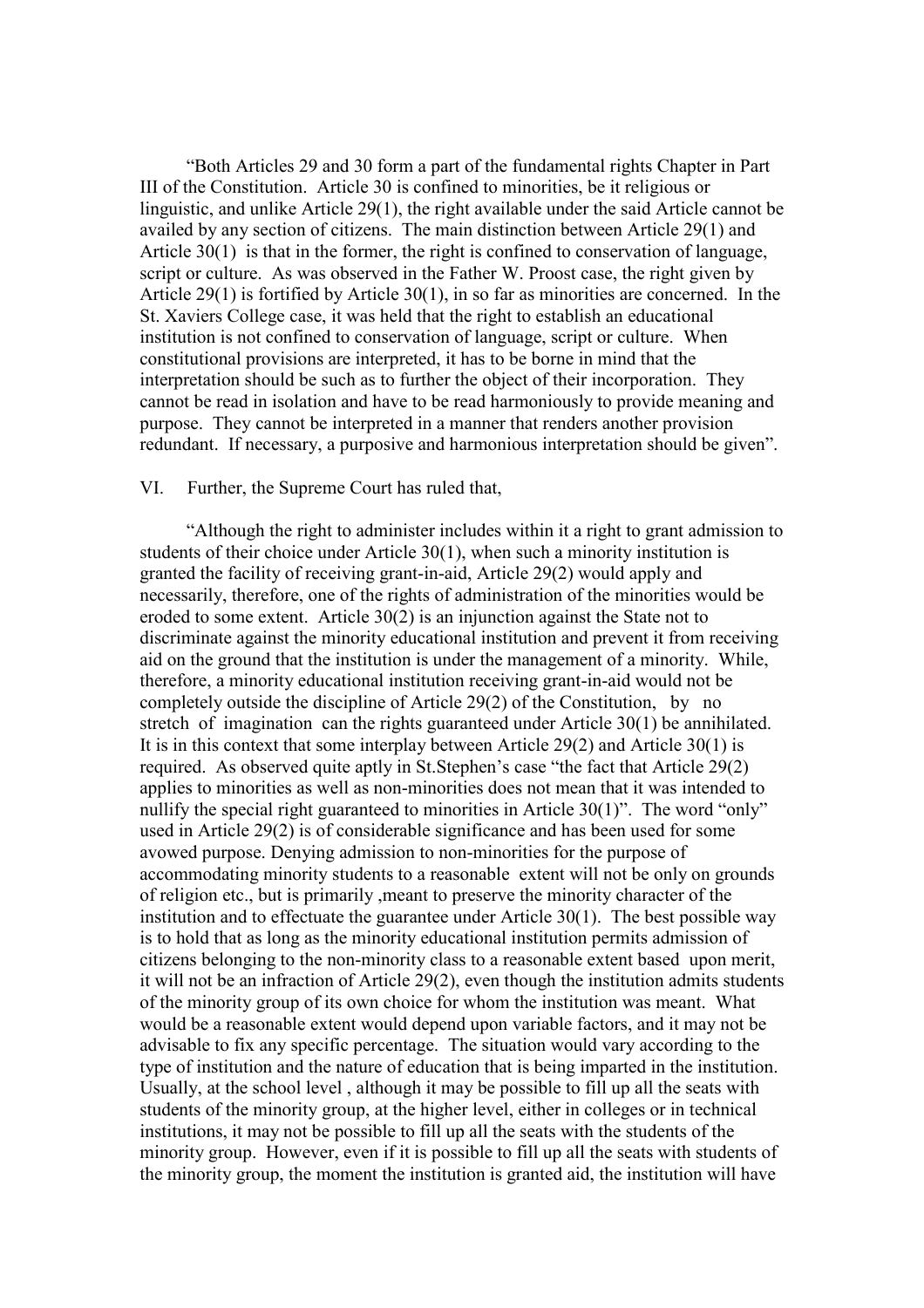"Both Articles 29 and 30 form a part of the fundamental rights Chapter in Part III of the Constitution. Article 30 is confined to minorities, be it religious or linguistic, and unlike Article 29(1), the right available under the said Article cannot be availed by any section of citizens. The main distinction between Article 29(1) and Article 30(1) is that in the former, the right is confined to conservation of language, script or culture. As was observed in the Father W. Proost case, the right given by Article 29(1) is fortified by Article 30(1), in so far as minorities are concerned. In the St. Xaviers College case, it was held that the right to establish an educational institution is not confined to conservation of language, script or culture. When constitutional provisions are interpreted, it has to be borne in mind that the interpretation should be such as to further the object of their incorporation. They cannot be read in isolation and have to be read harmoniously to provide meaning and purpose. They cannot be interpreted in a manner that renders another provision redundant. If necessary, a purposive and harmonious interpretation should be given".

VI. Further, the Supreme Court has ruled that,

"Although the right to administer includes within it a right to grant admission to students of their choice under Article 30(1), when such a minority institution is granted the facility of receiving grant-in-aid, Article 29(2) would apply and necessarily, therefore, one of the rights of administration of the minorities would be eroded to some extent. Article 30(2) is an injunction against the State not to discriminate against the minority educational institution and prevent it from receiving aid on the ground that the institution is under the management of a minority. While, therefore, a minority educational institution receiving grant-in-aid would not be completely outside the discipline of Article 29(2) of the Constitution, by no stretch of imagination can the rights guaranteed under Article 30(1) be annihilated. It is in this context that some interplay between Article 29(2) and Article 30(1) is required. As observed quite aptly in St.Stephen's case "the fact that Article 29(2) applies to minorities as well as non-minorities does not mean that it was intended to nullify the special right guaranteed to minorities in Article 30(1)". The word "only" used in Article 29(2) is of considerable significance and has been used for some avowed purpose. Denying admission to non-minorities for the purpose of accommodating minority students to a reasonable extent will not be only on grounds of religion etc., but is primarily ,meant to preserve the minority character of the institution and to effectuate the guarantee under Article 30(1). The best possible way is to hold that as long as the minority educational institution permits admission of citizens belonging to the non-minority class to a reasonable extent based upon merit, it will not be an infraction of Article 29(2), even though the institution admits students of the minority group of its own choice for whom the institution was meant. What would be a reasonable extent would depend upon variable factors, and it may not be advisable to fix any specific percentage. The situation would vary according to the type of institution and the nature of education that is being imparted in the institution. Usually, at the school level , although it may be possible to fill up all the seats with students of the minority group, at the higher level, either in colleges or in technical institutions, it may not be possible to fill up all the seats with the students of the minority group. However, even if it is possible to fill up all the seats with students of the minority group, the moment the institution is granted aid, the institution will have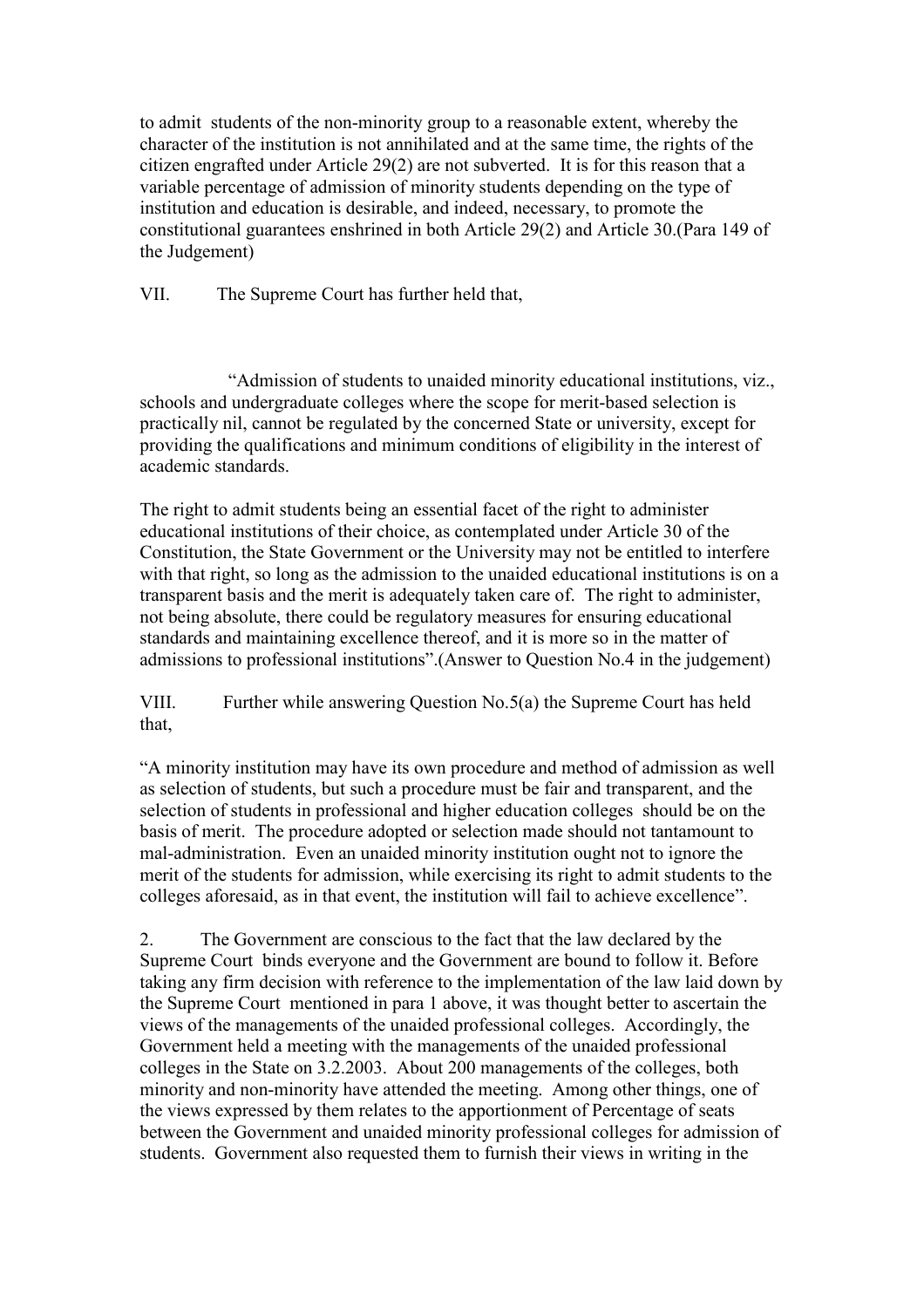to admit students of the non-minority group to a reasonable extent, whereby the character of the institution is not annihilated and at the same time, the rights of the citizen engrafted under Article 29(2) are not subverted. It is for this reason that a variable percentage of admission of minority students depending on the type of institution and education is desirable, and indeed, necessary, to promote the constitutional guarantees enshrined in both Article 29(2) and Article 30.(Para 149 of the Judgement)

VII. The Supreme Court has further held that,

"Admission of students to unaided minority educational institutions, viz., schools and undergraduate colleges where the scope for merit-based selection is practically nil, cannot be regulated by the concerned State or university, except for providing the qualifications and minimum conditions of eligibility in the interest of academic standards.

The right to admit students being an essential facet of the right to administer educational institutions of their choice, as contemplated under Article 30 of the Constitution, the State Government or the University may not be entitled to interfere with that right, so long as the admission to the unaided educational institutions is on a transparent basis and the merit is adequately taken care of. The right to administer, not being absolute, there could be regulatory measures for ensuring educational standards and maintaining excellence thereof, and it is more so in the matter of admissions to professional institutions".(Answer to Question No.4 in the judgement)

VIII. Further while answering Question No.5(a) the Supreme Court has held that,

"A minority institution may have its own procedure and method of admission as well as selection of students, but such a procedure must be fair and transparent, and the selection of students in professional and higher education colleges should be on the basis of merit. The procedure adopted or selection made should not tantamount to mal-administration. Even an unaided minority institution ought not to ignore the merit of the students for admission, while exercising its right to admit students to the colleges aforesaid, as in that event, the institution will fail to achieve excellence".

2. The Government are conscious to the fact that the law declared by the Supreme Court binds everyone and the Government are bound to follow it. Before taking any firm decision with reference to the implementation of the law laid down by the Supreme Court mentioned in para 1 above, it was thought better to ascertain the views of the managements of the unaided professional colleges. Accordingly, the Government held a meeting with the managements of the unaided professional colleges in the State on 3.2.2003. About 200 managements of the colleges, both minority and non-minority have attended the meeting. Among other things, one of the views expressed by them relates to the apportionment of Percentage of seats between the Government and unaided minority professional colleges for admission of students. Government also requested them to furnish their views in writing in the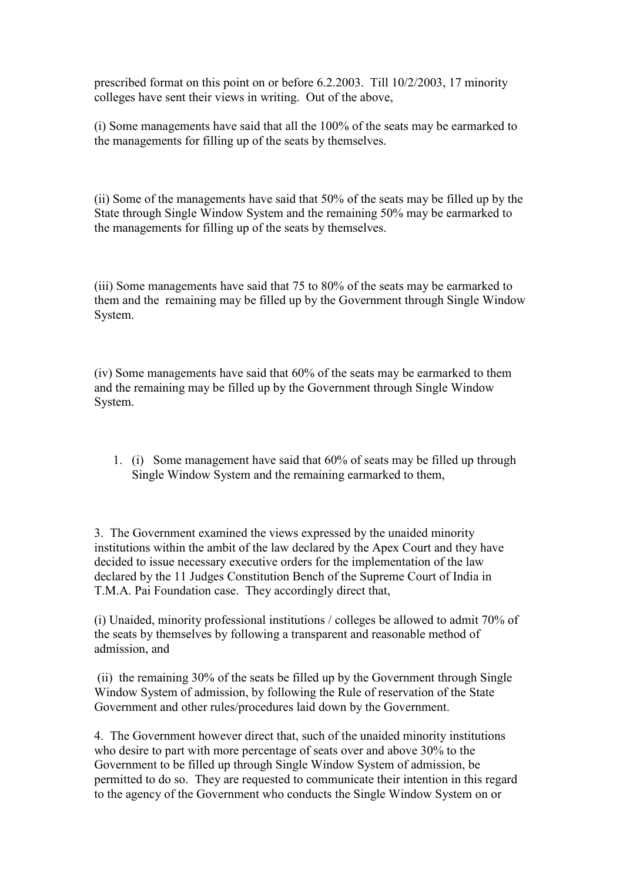prescribed format on this point on or before 6.2.2003. Till 10/2/2003, 17 minority colleges have sent their views in writing. Out of the above,

(i) Some managements have said that all the 100% of the seats may be earmarked to the managements for filling up of the seats by themselves.

(ii) Some of the managements have said that 50% of the seats may be filled up by the State through Single Window System and the remaining 50% may be earmarked to the managements for filling up of the seats by themselves.

(iii) Some managements have said that 75 to 80% of the seats may be earmarked to them and the remaining may be filled up by the Government through Single Window System.

(iv) Some managements have said that 60% of the seats may be earmarked to them and the remaining may be filled up by the Government through Single Window System.

1. (i) Some management have said that 60% of seats may be filled up through Single Window System and the remaining earmarked to them,

3. The Government examined the views expressed by the unaided minority institutions within the ambit of the law declared by the Apex Court and they have decided to issue necessary executive orders for the implementation of the law declared by the 11 Judges Constitution Bench of the Supreme Court of India in T.M.A. Pai Foundation case. They accordingly direct that,

(i) Unaided, minority professional institutions / colleges be allowed to admit 70% of the seats by themselves by following a transparent and reasonable method of admission, and

(ii) the remaining 30% of the seats be filled up by the Government through Single Window System of admission, by following the Rule of reservation of the State Government and other rules/procedures laid down by the Government.

4. The Government however direct that, such of the unaided minority institutions who desire to part with more percentage of seats over and above 30% to the Government to be filled up through Single Window System of admission, be permitted to do so. They are requested to communicate their intention in this regard to the agency of the Government who conducts the Single Window System on or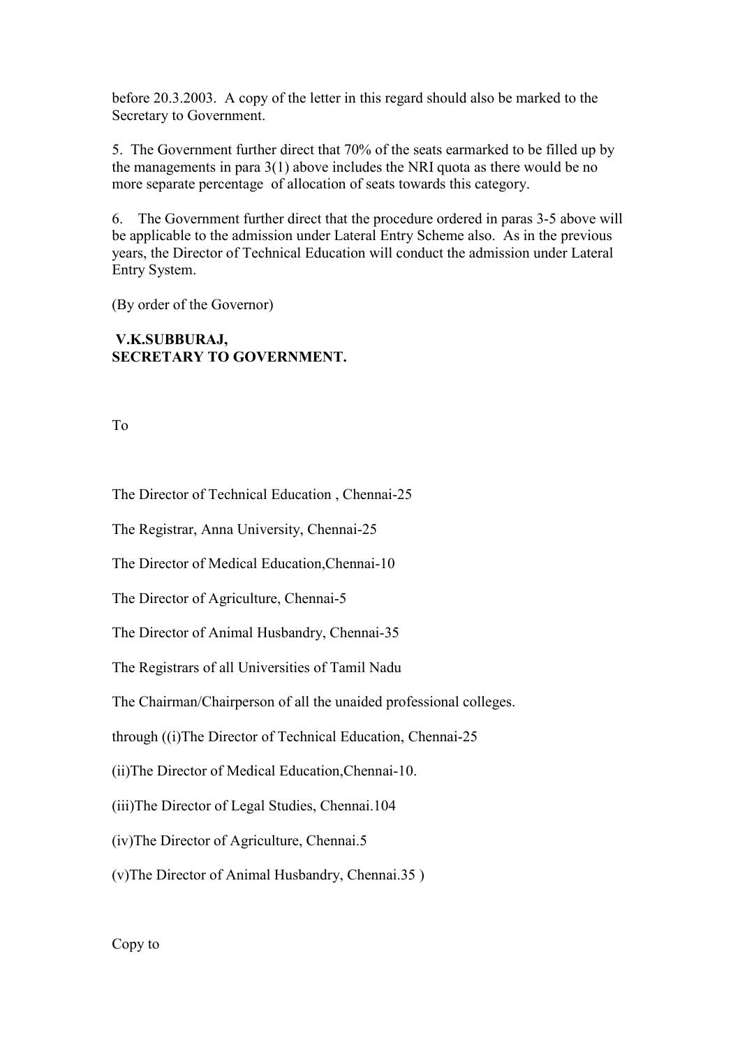before 20.3.2003. A copy of the letter in this regard should also be marked to the Secretary to Government.

5. The Government further direct that 70% of the seats earmarked to be filled up by the managements in para 3(1) above includes the NRI quota as there would be no more separate percentage of allocation of seats towards this category.

6. The Government further direct that the procedure ordered in paras 3-5 above will be applicable to the admission under Lateral Entry Scheme also. As in the previous years, the Director of Technical Education will conduct the admission under Lateral Entry System.

(By order of the Governor)

**V.K.SUBBURAJ,**
**SECRETARY TO GOVERNMENT.**

To

The Director of Technical Education , Chennai-25

The Registrar, Anna University, Chennai-25

The Director of Medical Education,Chennai-10

The Director of Agriculture, Chennai-5

The Director of Animal Husbandry, Chennai-35

The Registrars of all Universities of Tamil Nadu

The Chairman/Chairperson of all the unaided professional colleges.

through ((i)The Director of Technical Education, Chennai-25

(ii)The Director of Medical Education,Chennai-10.

(iii)The Director of Legal Studies, Chennai.104

(iv)The Director of Agriculture, Chennai.5

(v)The Director of Animal Husbandry, Chennai.35 )

Copy to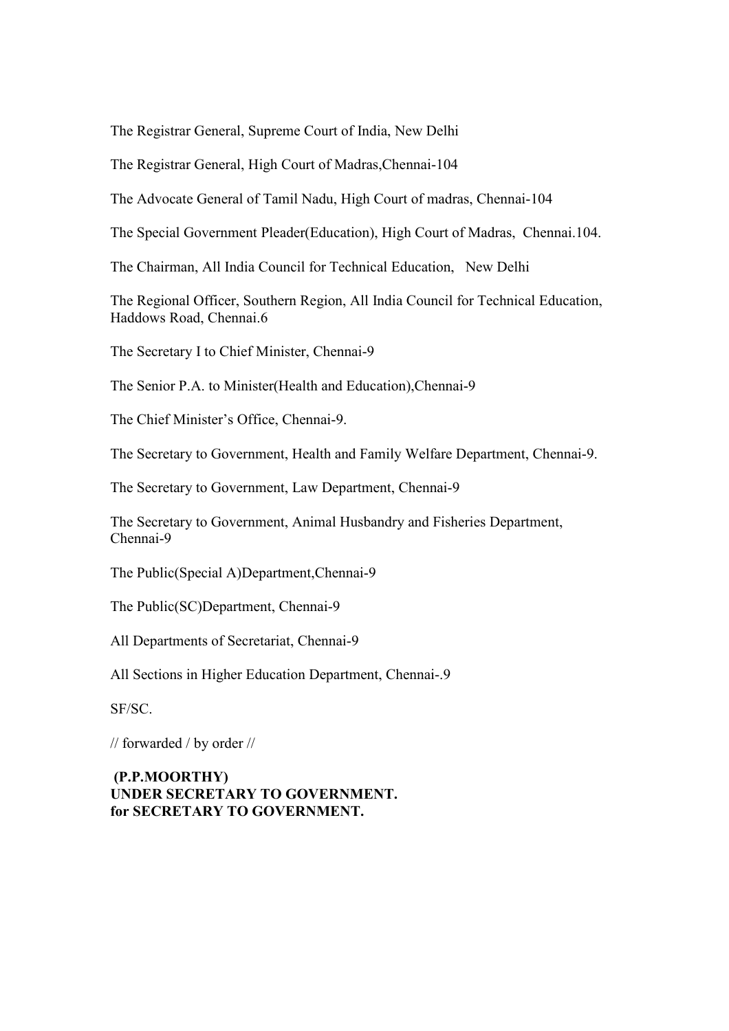The Registrar General, Supreme Court of India, New Delhi

The Registrar General, High Court of Madras,Chennai-104

The Advocate General of Tamil Nadu, High Court of madras, Chennai-104

The Special Government Pleader(Education), High Court of Madras, Chennai.104.

The Chairman, All India Council for Technical Education, New Delhi

The Regional Officer, Southern Region, All India Council for Technical Education, Haddows Road, Chennai.6

The Secretary I to Chief Minister, Chennai-9

The Senior P.A. to Minister(Health and Education),Chennai-9

The Chief Minister's Office, Chennai-9.

The Secretary to Government, Health and Family Welfare Department, Chennai-9.

The Secretary to Government, Law Department, Chennai-9

The Secretary to Government, Animal Husbandry and Fisheries Department, Chennai-9

The Public(Special A)Department,Chennai-9

The Public(SC)Department, Chennai-9

All Departments of Secretariat, Chennai-9

All Sections in Higher Education Department, Chennai-.9

SF/SC.

// forwarded / by order //

**(P.P.MOORTHY)**
**UNDER SECRETARY TO GOVERNMENT.**
**for SECRETARY TO GOVERNMENT.**